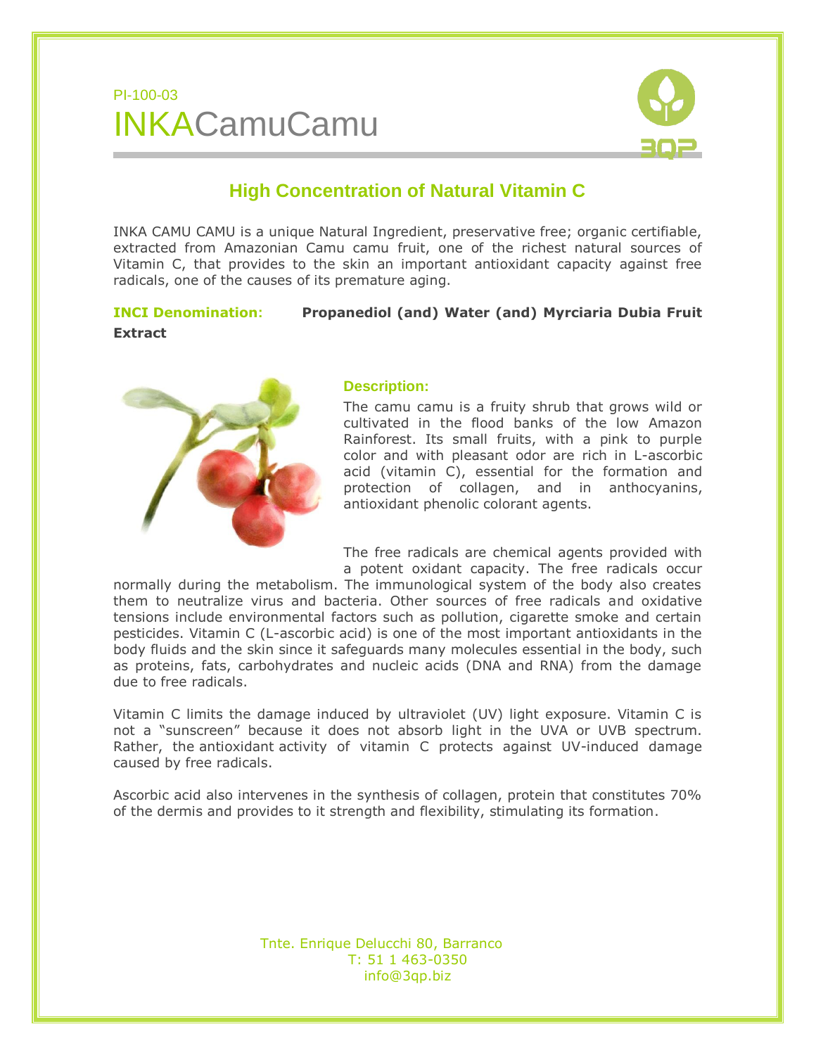PI-100-03

# INKACamuCamu

## High Concentration of Natural Vitamin C

INKA CAMU CAMU is a unique Natural Ingredient, preservative free; organic certifiable, extracted from Amazonian Camu camu fruit, one of the richest natural sources of Vitamin C, that provides to the skin an important antioxidant capacity against free radicals, one of the causes of its premature aging.

**INCI Denomination:** **Propanediol (and) Water (and) Myrciaria Dubia Fruit Extract**

### Description:

The camu camu is a fruity shrub that grows wild or cultivated in the flood banks of the low Amazon Rainforest. Its small fruits, with a pink to purple color and with pleasant odor are rich in L-ascorbic acid (vitamin C), essential for the formation and protection of collagen, and in anthocyanins, antioxidant phenolic colorant agents.

The free radicals are chemical agents provided with a potent oxidant capacity. The free radicals occur normally during the metabolism. The immunological system of the body also creates them to neutralize virus and bacteria. Other sources of free radicals and oxidative tensions include environmental factors such as pollution, cigarette smoke and certain pesticides. Vitamin C (L-ascorbic acid) is one of the most important antioxidants in the body fluids and the skin since it safeguards many molecules essential in the body, such as proteins, fats, carbohydrates and nucleic acids (DNA and RNA) from the damage due to free radicals.

Vitamin C limits the damage induced by ultraviolet (UV) light exposure. Vitamin C is not a "sunscreen" because it does not absorb light in the UVA or UVB spectrum. Rather, the antioxidant activity of vitamin C protects against UV-induced damage caused by free radicals.

Ascorbic acid also intervenes in the synthesis of collagen, protein that constitutes 70% of the dermis and provides to it strength and flexibility, stimulating its formation.

Tnte. Enrique Delucchi 80, Barranco
T: 51 1 463-0350
info@3qp.biz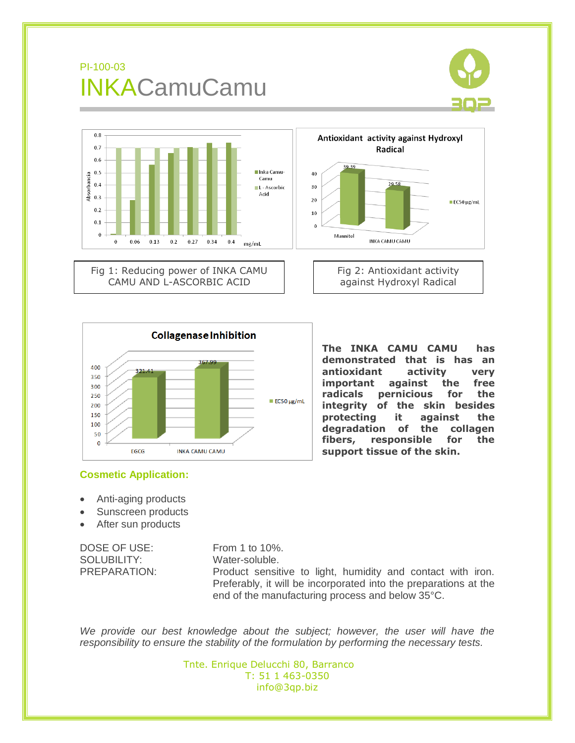PI-100-03

# INKACamuCamu

0.8
0.7
0.6
0.5
0.4
0.3
0.2
0.1
0
Absorbancia
0 0.06 0.13 0.2 0.27 0.34 0.4 mg/mL
Inka Camu-Camu
L - Ascorbic Acid

Fig 1: Reducing power of INKA CAMU CAMU AND L-ASCORBIC ACID

Antioxidant activity against Hydroxyl Radical
40
30
20
10
0
39.39
29.58
Mannitol
INKA CAMU CAMU
EC50 µg/mL

Fig 2: Antioxidant activity against Hydroxyl Radical

Collagenase Inhibition
400
350
300
250
200
150
100
50
0
321.41
367.99
EGCG
INKA CAMU CAMU
EC50 µg/mL

**The INKA CAMU CAMU has demonstrated that is has an antioxidant activity very important against the free radicals pernicious for the integrity of the skin besides protecting it against the degradation of the collagen fibers, responsible for the support tissue of the skin.**

### Cosmetic Application:

- Anti-aging products
- Sunscreen products
- After sun products

DOSE OF USE: From 1 to 10%.

SOLUBILITY: Water-soluble.

PREPARATION: Product sensitive to light, humidity and contact with iron. Preferably, it will be incorporated into the preparations at the end of the manufacturing process and below 35°C.

*We provide our best knowledge about the subject; however, the user will have the responsibility to ensure the stability of the formulation by performing the necessary tests.*

Tnte. Enrique Delucchi 80, Barranco
T: 51 1 463-0350
info@3qp.biz